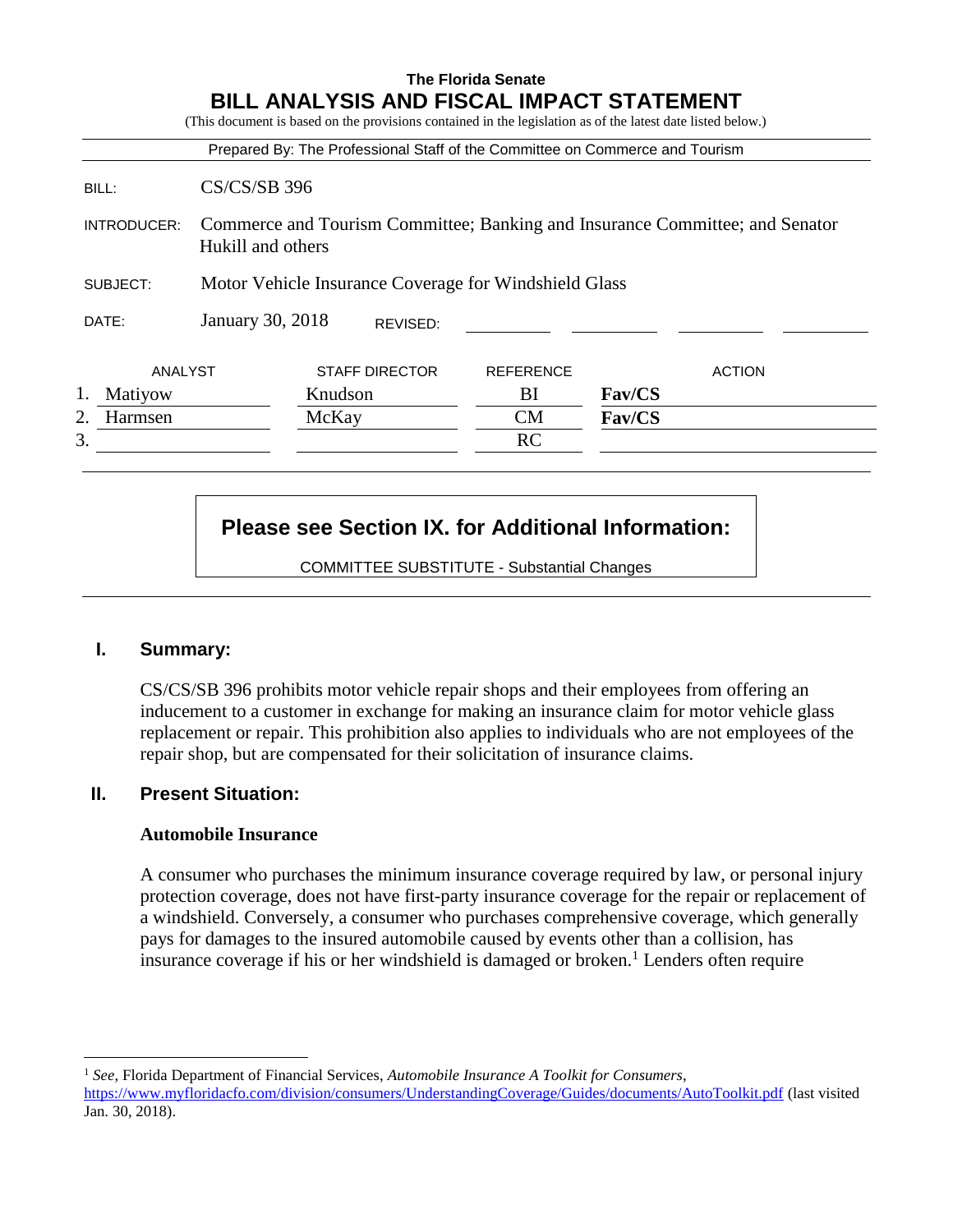**The Florida Senate**

# BILL ANALYSIS AND FISCAL IMPACT STATEMENT

(This document is based on the provisions contained in the legislation as of the latest date listed below.)

Prepared By: The Professional Staff of the Committee on Commerce and Tourism

| | |
|---|---|
| BILL: | CS/CS/SB 396 |
| INTRODUCER: | Commerce and Tourism Committee; Banking and Insurance Committee; and Senator Hukill and others |
| SUBJECT: | Motor Vehicle Insurance Coverage for Windshield Glass |
| DATE: | January 30, 2018 REVISED: |

| | ANALYST | STAFF DIRECTOR | REFERENCE | ACTION |
|---|---|---|---|---|
| 1. | Matiyow | Knudson | BI | **Fav/CS** |
| 2. | Harmsen | McKay | CM | **Fav/CS** |
| 3. | | | RC | |

**Please see Section IX. for Additional Information:**

COMMITTEE SUBSTITUTE - Substantial Changes

## I. Summary:

CS/CS/SB 396 prohibits motor vehicle repair shops and their employees from offering an inducement to a customer in exchange for making an insurance claim for motor vehicle glass replacement or repair. This prohibition also applies to individuals who are not employees of the repair shop, but are compensated for their solicitation of insurance claims.

## II. Present Situation:

### Automobile Insurance

A consumer who purchases the minimum insurance coverage required by law, or personal injury protection coverage, does not have first-party insurance coverage for the repair or replacement of a windshield. Conversely, a consumer who purchases comprehensive coverage, which generally pays for damages to the insured automobile caused by events other than a collision, has insurance coverage if his or her windshield is damaged or broken.[1] Lenders often require

---

[1] *See*, Florida Department of Financial Services, *Automobile Insurance A Toolkit for Consumers*, https://www.myfloridacfo.com/division/consumers/UnderstandingCoverage/Guides/documents/AutoToolkit.pdf (last visited Jan. 30, 2018).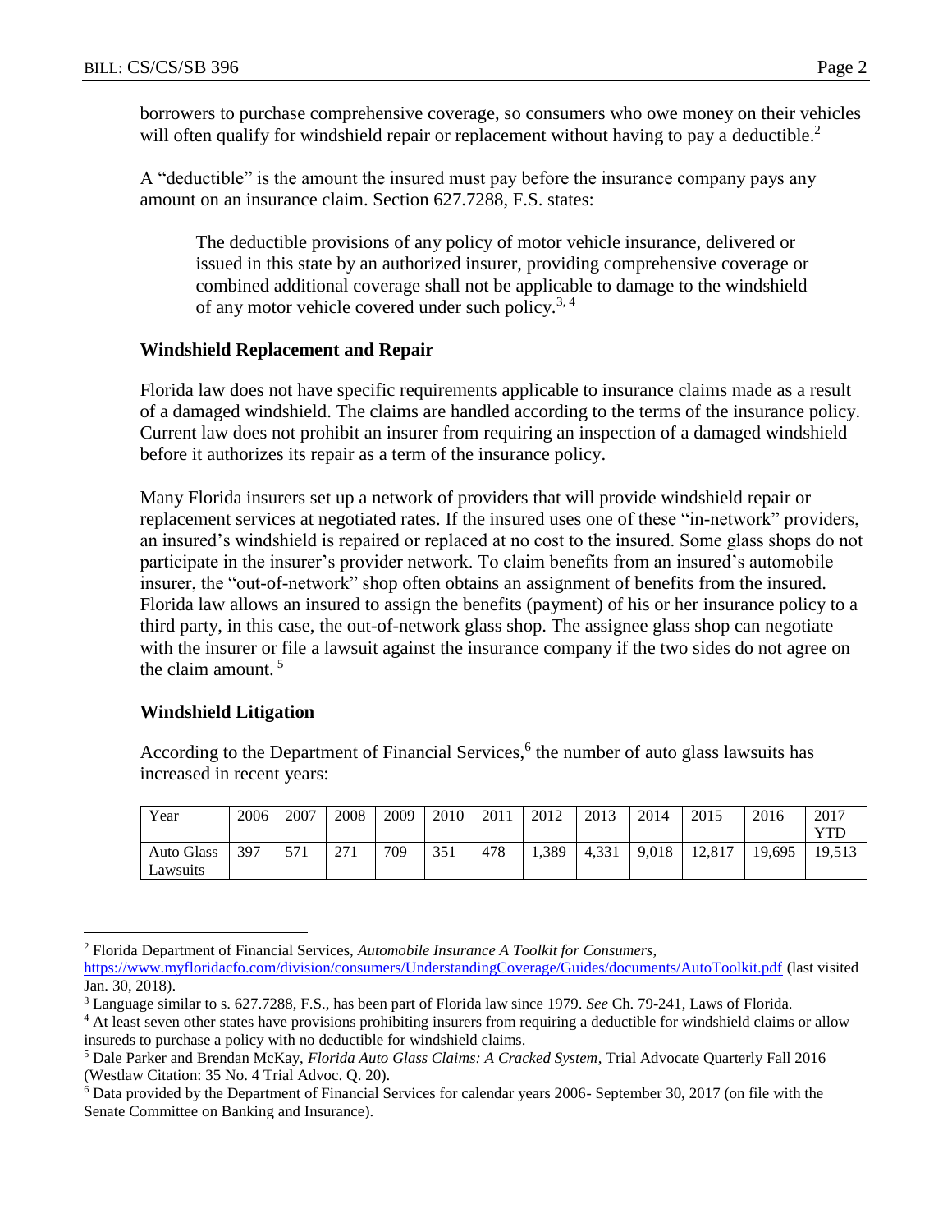borrowers to purchase comprehensive coverage, so consumers who owe money on their vehicles will often qualify for windshield repair or replacement without having to pay a deductible.[2]

A "deductible" is the amount the insured must pay before the insurance company pays any amount on an insurance claim. Section 627.7288, F.S. states:

> The deductible provisions of any policy of motor vehicle insurance, delivered or issued in this state by an authorized insurer, providing comprehensive coverage or combined additional coverage shall not be applicable to damage to the windshield of any motor vehicle covered under such policy.[3, 4]

### Windshield Replacement and Repair

Florida law does not have specific requirements applicable to insurance claims made as a result of a damaged windshield. The claims are handled according to the terms of the insurance policy. Current law does not prohibit an insurer from requiring an inspection of a damaged windshield before it authorizes its repair as a term of the insurance policy.

Many Florida insurers set up a network of providers that will provide windshield repair or replacement services at negotiated rates. If the insured uses one of these "in-network" providers, an insured's windshield is repaired or replaced at no cost to the insured. Some glass shops do not participate in the insurer's provider network. To claim benefits from an insured's automobile insurer, the "out-of-network" shop often obtains an assignment of benefits from the insured. Florida law allows an insured to assign the benefits (payment) of his or her insurance policy to a third party, in this case, the out-of-network glass shop. The assignee glass shop can negotiate with the insurer or file a lawsuit against the insurance company if the two sides do not agree on the claim amount.[5]

### Windshield Litigation

According to the Department of Financial Services,[6] the number of auto glass lawsuits has increased in recent years:

| Year | 2006 | 2007 | 2008 | 2009 | 2010 | 2011 | 2012 | 2013 | 2014 | 2015 | 2016 | 2017 YTD |
|---|---|---|---|---|---|---|---|---|---|---|---|---|
| Auto Glass Lawsuits | 397 | 571 | 271 | 709 | 351 | 478 | 1,389 | 4,331 | 9,018 | 12,817 | 19,695 | 19,513 |

---

[2] Florida Department of Financial Services, *Automobile Insurance A Toolkit for Consumers*, https://www.myfloridacfo.com/division/consumers/UnderstandingCoverage/Guides/documents/AutoToolkit.pdf (last visited Jan. 30, 2018).

[3] Language similar to s. 627.7288, F.S., has been part of Florida law since 1979. *See* Ch. 79-241, Laws of Florida.

[4] At least seven other states have provisions prohibiting insurers from requiring a deductible for windshield claims or allow insureds to purchase a policy with no deductible for windshield claims.

[5] Dale Parker and Brendan McKay, *Florida Auto Glass Claims: A Cracked System*, Trial Advocate Quarterly Fall 2016 (Westlaw Citation: 35 No. 4 Trial Advoc. Q. 20).

[6] Data provided by the Department of Financial Services for calendar years 2006- September 30, 2017 (on file with the Senate Committee on Banking and Insurance).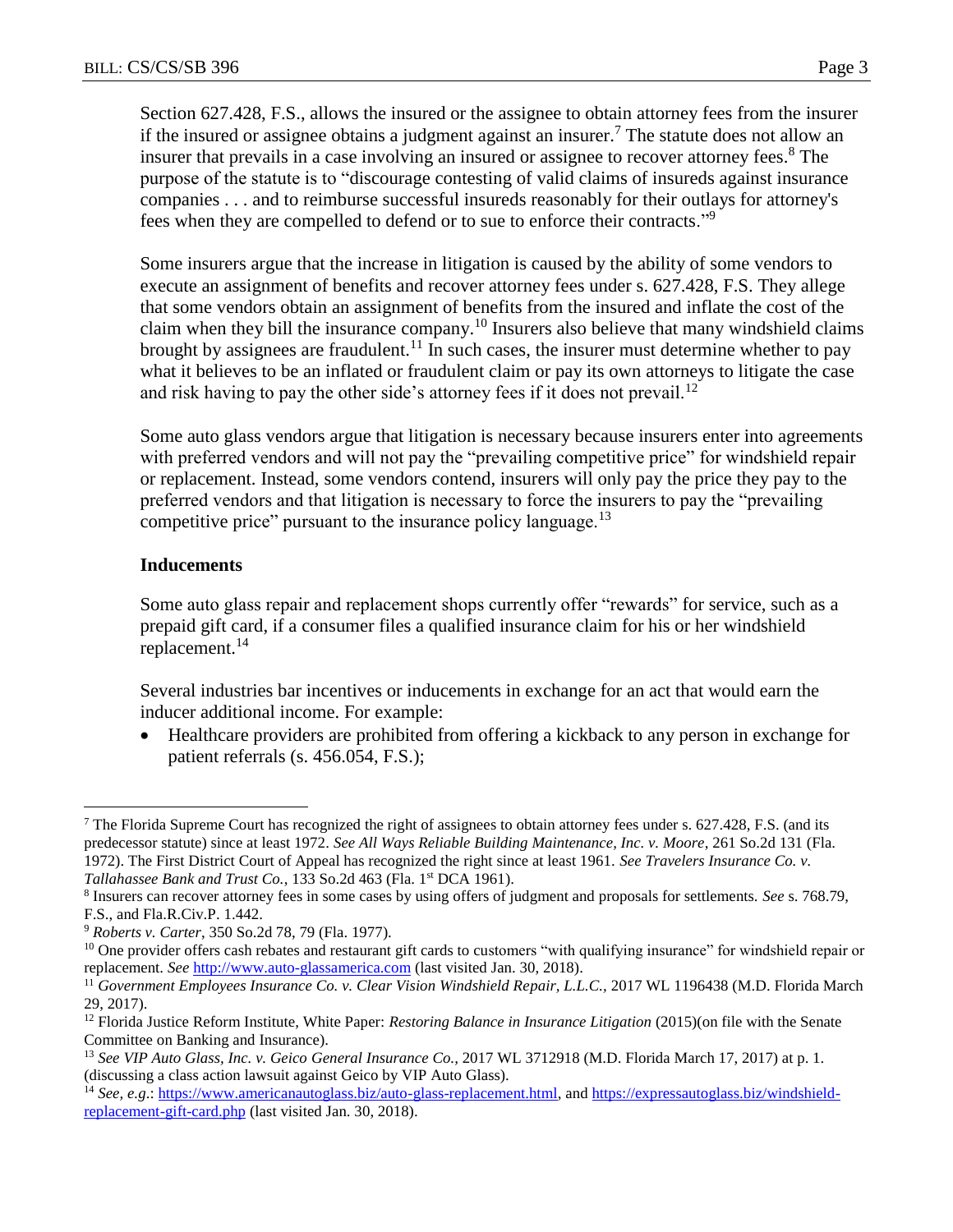Section 627.428, F.S., allows the insured or the assignee to obtain attorney fees from the insurer if the insured or assignee obtains a judgment against an insurer.[7] The statute does not allow an insurer that prevails in a case involving an insured or assignee to recover attorney fees.[8] The purpose of the statute is to "discourage contesting of valid claims of insureds against insurance companies . . . and to reimburse successful insureds reasonably for their outlays for attorney's fees when they are compelled to defend or to sue to enforce their contracts."[9]

Some insurers argue that the increase in litigation is caused by the ability of some vendors to execute an assignment of benefits and recover attorney fees under s. 627.428, F.S. They allege that some vendors obtain an assignment of benefits from the insured and inflate the cost of the claim when they bill the insurance company.[10] Insurers also believe that many windshield claims brought by assignees are fraudulent.[11] In such cases, the insurer must determine whether to pay what it believes to be an inflated or fraudulent claim or pay its own attorneys to litigate the case and risk having to pay the other side's attorney fees if it does not prevail.[12]

Some auto glass vendors argue that litigation is necessary because insurers enter into agreements with preferred vendors and will not pay the "prevailing competitive price" for windshield repair or replacement. Instead, some vendors contend, insurers will only pay the price they pay to the preferred vendors and that litigation is necessary to force the insurers to pay the "prevailing competitive price" pursuant to the insurance policy language.[13]

**Inducements**

Some auto glass repair and replacement shops currently offer "rewards" for service, such as a prepaid gift card, if a consumer files a qualified insurance claim for his or her windshield replacement.[14]

Several industries bar incentives or inducements in exchange for an act that would earn the inducer additional income. For example:

- Healthcare providers are prohibited from offering a kickback to any person in exchange for patient referrals (s. 456.054, F.S.);

---

[7] The Florida Supreme Court has recognized the right of assignees to obtain attorney fees under s. 627.428, F.S. (and its predecessor statute) since at least 1972. *See All Ways Reliable Building Maintenance, Inc. v. Moore*, 261 So.2d 131 (Fla. 1972). The First District Court of Appeal has recognized the right since at least 1961. *See Travelers Insurance Co. v. Tallahassee Bank and Trust Co.*, 133 So.2d 463 (Fla. 1st DCA 1961).

[8] Insurers can recover attorney fees in some cases by using offers of judgment and proposals for settlements. *See* s. 768.79, F.S., and Fla.R.Civ.P. 1.442.

[9] *Roberts v. Carter*, 350 So.2d 78, 79 (Fla. 1977).

[10] One provider offers cash rebates and restaurant gift cards to customers "with qualifying insurance" for windshield repair or replacement. *See* http://www.auto-glassamerica.com (last visited Jan. 30, 2018).

[11] *Government Employees Insurance Co. v. Clear Vision Windshield Repair, L.L.C.,* 2017 WL 1196438 (M.D. Florida March 29, 2017).

[12] Florida Justice Reform Institute, White Paper: *Restoring Balance in Insurance Litigation* (2015)(on file with the Senate Committee on Banking and Insurance).

[13] *See VIP Auto Glass, Inc. v. Geico General Insurance Co.,* 2017 WL 3712918 (M.D. Florida March 17, 2017) at p. 1. (discussing a class action lawsuit against Geico by VIP Auto Glass).

[14] *See, e.g.*: https://www.americanautoglass.biz/auto-glass-replacement.html, and https://expressautoglass.biz/windshield-replacement-gift-card.php (last visited Jan. 30, 2018).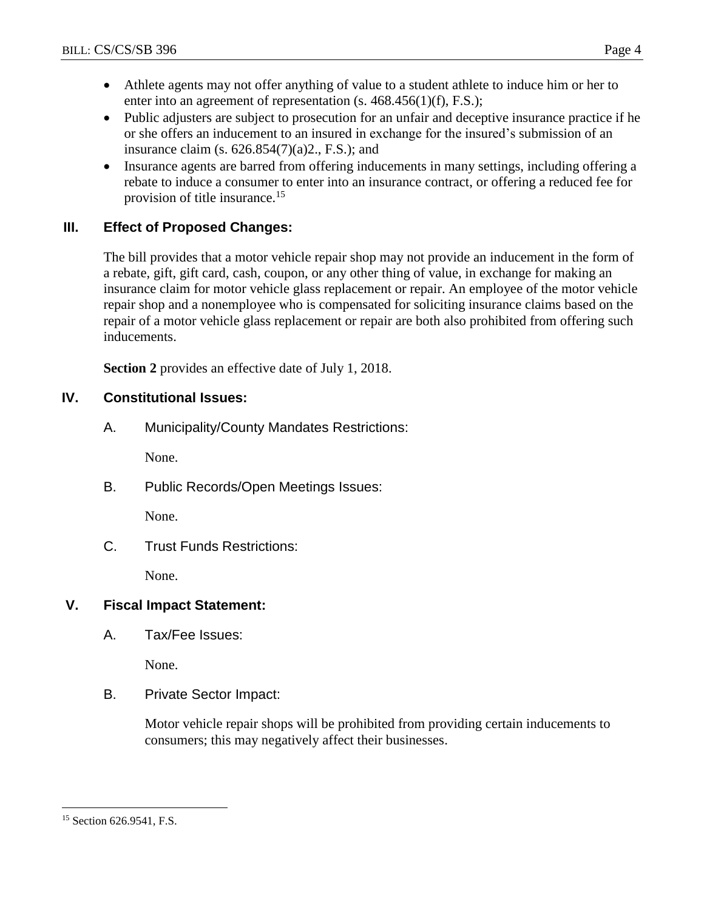- Athlete agents may not offer anything of value to a student athlete to induce him or her to enter into an agreement of representation (s. 468.456(1)(f), F.S.);
- Public adjusters are subject to prosecution for an unfair and deceptive insurance practice if he or she offers an inducement to an insured in exchange for the insured's submission of an insurance claim (s. 626.854(7)(a)2., F.S.); and
- Insurance agents are barred from offering inducements in many settings, including offering a rebate to induce a consumer to enter into an insurance contract, or offering a reduced fee for provision of title insurance.[15]

## III. Effect of Proposed Changes:

The bill provides that a motor vehicle repair shop may not provide an inducement in the form of a rebate, gift, gift card, cash, coupon, or any other thing of value, in exchange for making an insurance claim for motor vehicle glass replacement or repair. An employee of the motor vehicle repair shop and a nonemployee who is compensated for soliciting insurance claims based on the repair of a motor vehicle glass replacement or repair are both also prohibited from offering such inducements.

**Section 2** provides an effective date of July 1, 2018.

## IV. Constitutional Issues:

### A. Municipality/County Mandates Restrictions:

None.

### B. Public Records/Open Meetings Issues:

None.

### C. Trust Funds Restrictions:

None.

## V. Fiscal Impact Statement:

### A. Tax/Fee Issues:

None.

### B. Private Sector Impact:

Motor vehicle repair shops will be prohibited from providing certain inducements to consumers; this may negatively affect their businesses.

---

[15] Section 626.9541, F.S.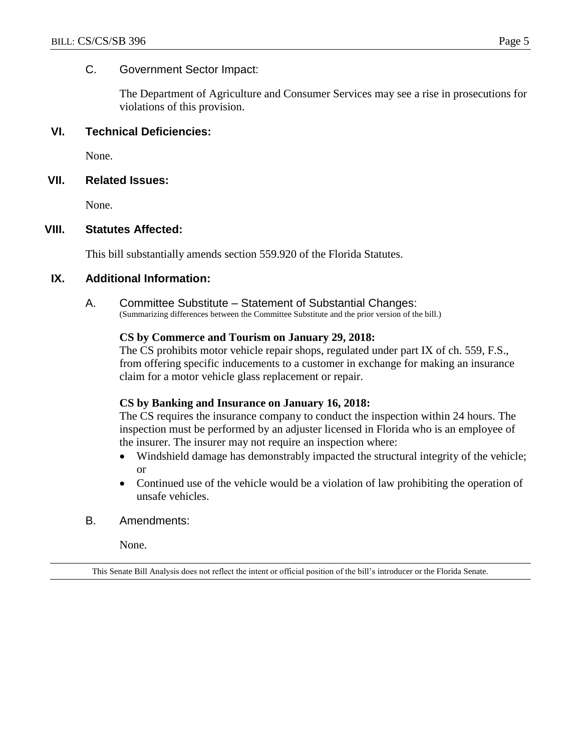### C. Government Sector Impact:

The Department of Agriculture and Consumer Services may see a rise in prosecutions for violations of this provision.

## VI. Technical Deficiencies:

None.

## VII. Related Issues:

None.

## VIII. Statutes Affected:

This bill substantially amends section 559.920 of the Florida Statutes.

## IX. Additional Information:

### A. Committee Substitute – Statement of Substantial Changes:

(Summarizing differences between the Committee Substitute and the prior version of the bill.)

**CS by Commerce and Tourism on January 29, 2018:**
The CS prohibits motor vehicle repair shops, regulated under part IX of ch. 559, F.S., from offering specific inducements to a customer in exchange for making an insurance claim for a motor vehicle glass replacement or repair.

**CS by Banking and Insurance on January 16, 2018:**
The CS requires the insurance company to conduct the inspection within 24 hours. The inspection must be performed by an adjuster licensed in Florida who is an employee of the insurer. The insurer may not require an inspection where:

- Windshield damage has demonstrably impacted the structural integrity of the vehicle; or
- Continued use of the vehicle would be a violation of law prohibiting the operation of unsafe vehicles.

### B. Amendments:

None.

This Senate Bill Analysis does not reflect the intent or official position of the bill's introducer or the Florida Senate.